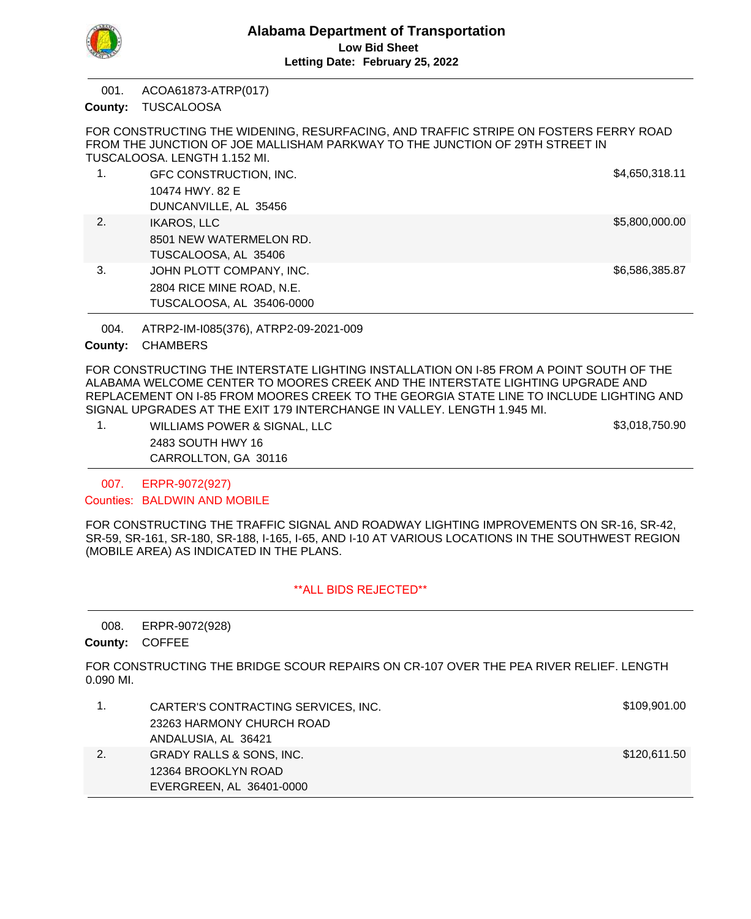# Alabama Department of Transportation

**Low Bid Sheet**

**Letting Date: February 25, 2022**

---

001. ACOA61873-ATRP(017)

**County:** TUSCALOOSA

FOR CONSTRUCTING THE WIDENING, RESURFACING, AND TRAFFIC STRIPE ON FOSTERS FERRY ROAD FROM THE JUNCTION OF JOE MALLISHAM PARKWAY TO THE JUNCTION OF 29TH STREET IN TUSCALOOSA. LENGTH 1.152 MI.

| # | Bidder | Bid |
|---|---|---|
| 1. | GFC CONSTRUCTION, INC.<br>10474 HWY. 82 E<br>DUNCANVILLE, AL 35456 | $4,650,318.11 |
| 2. | IKAROS, LLC<br>8501 NEW WATERMELON RD.<br>TUSCALOOSA, AL 35406 | $5,800,000.00 |
| 3. | JOHN PLOTT COMPANY, INC.<br>2804 RICE MINE ROAD, N.E.<br>TUSCALOOSA, AL 35406-0000 | $6,586,385.87 |

---

004. ATRP2-IM-I085(376), ATRP2-09-2021-009

**County:** CHAMBERS

FOR CONSTRUCTING THE INTERSTATE LIGHTING INSTALLATION ON I-85 FROM A POINT SOUTH OF THE ALABAMA WELCOME CENTER TO MOORES CREEK AND THE INTERSTATE LIGHTING UPGRADE AND REPLACEMENT ON I-85 FROM MOORES CREEK TO THE GEORGIA STATE LINE TO INCLUDE LIGHTING AND SIGNAL UPGRADES AT THE EXIT 179 INTERCHANGE IN VALLEY. LENGTH 1.945 MI.

| # | Bidder | Bid |
|---|---|---|
| 1. | WILLIAMS POWER & SIGNAL, LLC<br>2483 SOUTH HWY 16<br>CARROLLTON, GA 30116 | $3,018,750.90 |

---

007. ERPR-9072(927)

**Counties:** BALDWIN AND MOBILE

FOR CONSTRUCTING THE TRAFFIC SIGNAL AND ROADWAY LIGHTING IMPROVEMENTS ON SR-16, SR-42, SR-59, SR-161, SR-180, SR-188, I-165, I-65, AND I-10 AT VARIOUS LOCATIONS IN THE SOUTHWEST REGION (MOBILE AREA) AS INDICATED IN THE PLANS.

**ALL BIDS REJECTED**

---

008. ERPR-9072(928)

**County:** COFFEE

FOR CONSTRUCTING THE BRIDGE SCOUR REPAIRS ON CR-107 OVER THE PEA RIVER RELIEF. LENGTH 0.090 MI.

| # | Bidder | Bid |
|---|---|---|
| 1. | CARTER'S CONTRACTING SERVICES, INC.<br>23263 HARMONY CHURCH ROAD<br>ANDALUSIA, AL 36421 | $109,901.00 |
| 2. | GRADY RALLS & SONS, INC.<br>12364 BROOKLYN ROAD<br>EVERGREEN, AL 36401-0000 | $120,611.50 |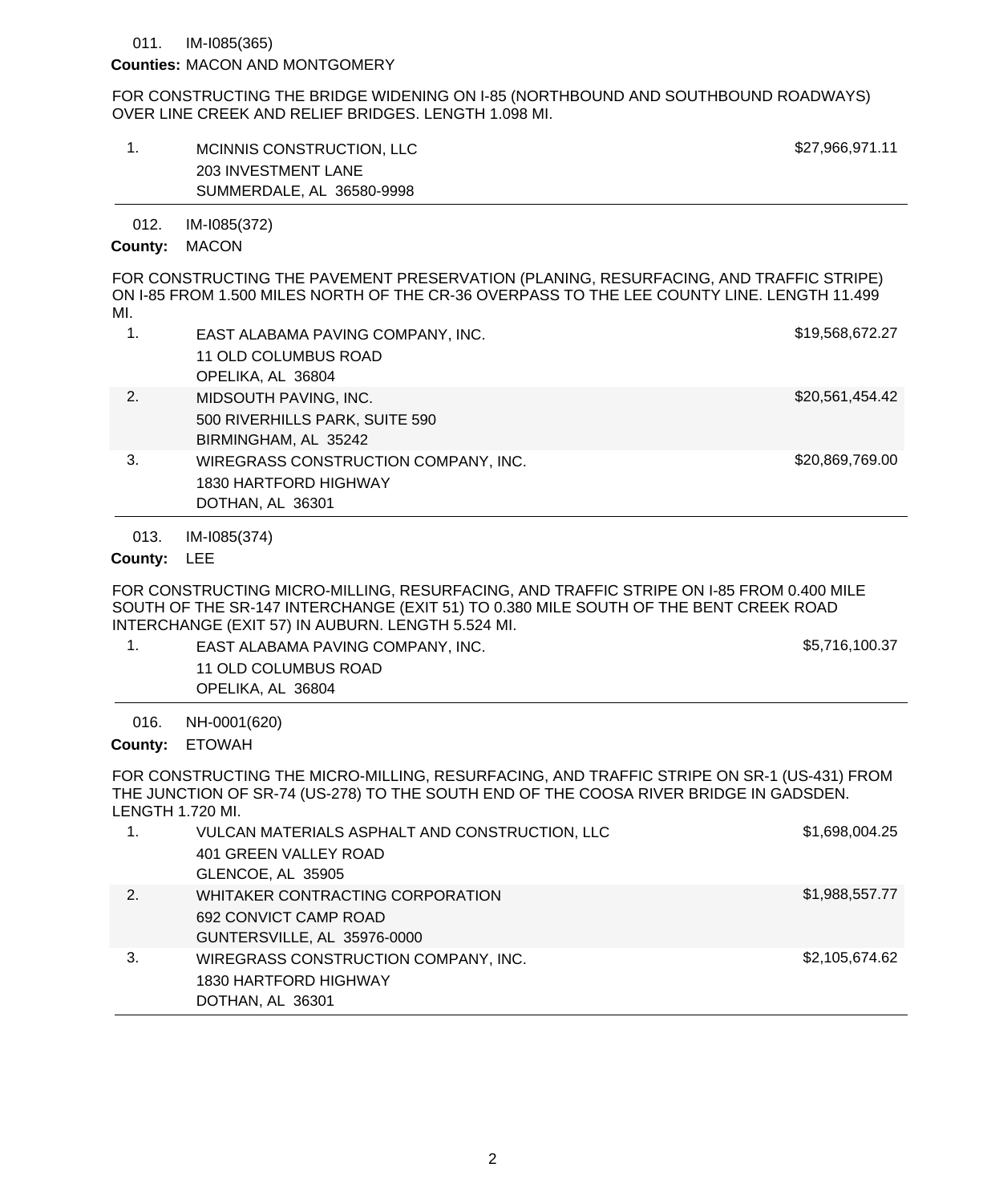011. IM-I085(365)

**Counties:** MACON AND MONTGOMERY

FOR CONSTRUCTING THE BRIDGE WIDENING ON I-85 (NORTHBOUND AND SOUTHBOUND ROADWAYS) OVER LINE CREEK AND RELIEF BRIDGES. LENGTH 1.098 MI.

| | Bidder | Amount |
|---|---|---|
| 1. | MCINNIS CONSTRUCTION, LLC<br>203 INVESTMENT LANE<br>SUMMERDALE, AL 36580-9998 | $27,966,971.11 |

012. IM-I085(372)

**County:** MACON

FOR CONSTRUCTING THE PAVEMENT PRESERVATION (PLANING, RESURFACING, AND TRAFFIC STRIPE) ON I-85 FROM 1.500 MILES NORTH OF THE CR-36 OVERPASS TO THE LEE COUNTY LINE. LENGTH 11.499 MI.

| | Bidder | Amount |
|---|---|---|
| 1. | EAST ALABAMA PAVING COMPANY, INC.<br>11 OLD COLUMBUS ROAD<br>OPELIKA, AL 36804 | $19,568,672.27 |
| 2. | MIDSOUTH PAVING, INC.<br>500 RIVERHILLS PARK, SUITE 590<br>BIRMINGHAM, AL 35242 | $20,561,454.42 |
| 3. | WIREGRASS CONSTRUCTION COMPANY, INC.<br>1830 HARTFORD HIGHWAY<br>DOTHAN, AL 36301 | $20,869,769.00 |

013. IM-I085(374)

**County:** LEE

FOR CONSTRUCTING MICRO-MILLING, RESURFACING, AND TRAFFIC STRIPE ON I-85 FROM 0.400 MILE SOUTH OF THE SR-147 INTERCHANGE (EXIT 51) TO 0.380 MILE SOUTH OF THE BENT CREEK ROAD INTERCHANGE (EXIT 57) IN AUBURN. LENGTH 5.524 MI.

| | Bidder | Amount |
|---|---|---|
| 1. | EAST ALABAMA PAVING COMPANY, INC.<br>11 OLD COLUMBUS ROAD<br>OPELIKA, AL 36804 | $5,716,100.37 |

016. NH-0001(620)

**County:** ETOWAH

FOR CONSTRUCTING THE MICRO-MILLING, RESURFACING, AND TRAFFIC STRIPE ON SR-1 (US-431) FROM THE JUNCTION OF SR-74 (US-278) TO THE SOUTH END OF THE COOSA RIVER BRIDGE IN GADSDEN. LENGTH 1.720 MI.

| | Bidder | Amount |
|---|---|---|
| 1. | VULCAN MATERIALS ASPHALT AND CONSTRUCTION, LLC<br>401 GREEN VALLEY ROAD<br>GLENCOE, AL 35905 | $1,698,004.25 |
| 2. | WHITAKER CONTRACTING CORPORATION<br>692 CONVICT CAMP ROAD<br>GUNTERSVILLE, AL 35976-0000 | $1,988,557.77 |
| 3. | WIREGRASS CONSTRUCTION COMPANY, INC.<br>1830 HARTFORD HIGHWAY<br>DOTHAN, AL 36301 | $2,105,674.62 |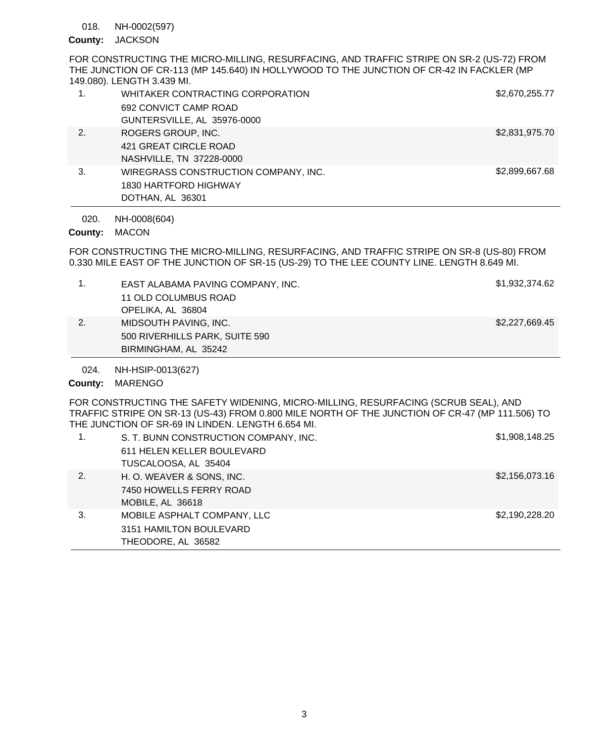018. NH-0002(597)

**County:** JACKSON

FOR CONSTRUCTING THE MICRO-MILLING, RESURFACING, AND TRAFFIC STRIPE ON SR-2 (US-72) FROM THE JUNCTION OF CR-113 (MP 145.640) IN HOLLYWOOD TO THE JUNCTION OF CR-42 IN FACKLER (MP 149.080). LENGTH 3.439 MI.

| | | |
|---|---|---|
| 1. | WHITAKER CONTRACTING CORPORATION<br>692 CONVICT CAMP ROAD<br>GUNTERSVILLE, AL 35976-0000 | $2,670,255.77 |
| 2. | ROGERS GROUP, INC.<br>421 GREAT CIRCLE ROAD<br>NASHVILLE, TN 37228-0000 | $2,831,975.70 |
| 3. | WIREGRASS CONSTRUCTION COMPANY, INC.<br>1830 HARTFORD HIGHWAY<br>DOTHAN, AL 36301 | $2,899,667.68 |

020. NH-0008(604)

**County:** MACON

FOR CONSTRUCTING THE MICRO-MILLING, RESURFACING, AND TRAFFIC STRIPE ON SR-8 (US-80) FROM 0.330 MILE EAST OF THE JUNCTION OF SR-15 (US-29) TO THE LEE COUNTY LINE. LENGTH 8.649 MI.

| | | |
|---|---|---|
| 1. | EAST ALABAMA PAVING COMPANY, INC.<br>11 OLD COLUMBUS ROAD<br>OPELIKA, AL 36804 | $1,932,374.62 |
| 2. | MIDSOUTH PAVING, INC.<br>500 RIVERHILLS PARK, SUITE 590<br>BIRMINGHAM, AL 35242 | $2,227,669.45 |

024. NH-HSIP-0013(627)

**County:** MARENGO

FOR CONSTRUCTING THE SAFETY WIDENING, MICRO-MILLING, RESURFACING (SCRUB SEAL), AND TRAFFIC STRIPE ON SR-13 (US-43) FROM 0.800 MILE NORTH OF THE JUNCTION OF CR-47 (MP 111.506) TO THE JUNCTION OF SR-69 IN LINDEN. LENGTH 6.654 MI.

| | | |
|---|---|---|
| 1. | S. T. BUNN CONSTRUCTION COMPANY, INC.<br>611 HELEN KELLER BOULEVARD<br>TUSCALOOSA, AL 35404 | $1,908,148.25 |
| 2. | H. O. WEAVER & SONS, INC.<br>7450 HOWELLS FERRY ROAD<br>MOBILE, AL 36618 | $2,156,073.16 |
| 3. | MOBILE ASPHALT COMPANY, LLC<br>3151 HAMILTON BOULEVARD<br>THEODORE, AL 36582 | $2,190,228.20 |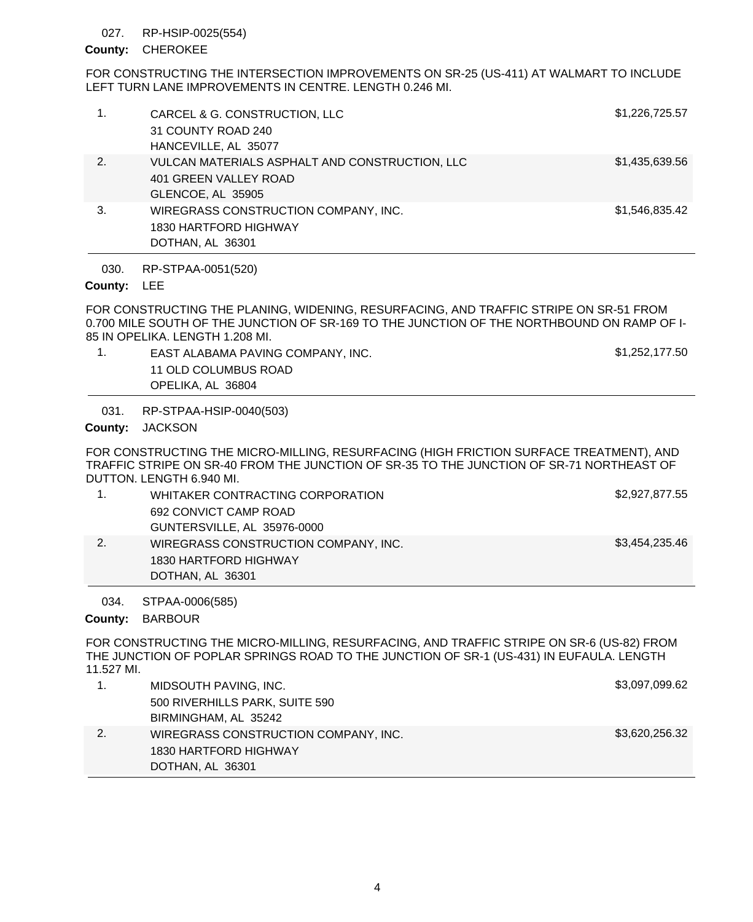027. RP-HSIP-0025(554)

**County:** CHEROKEE

FOR CONSTRUCTING THE INTERSECTION IMPROVEMENTS ON SR-25 (US-411) AT WALMART TO INCLUDE LEFT TURN LANE IMPROVEMENTS IN CENTRE. LENGTH 0.246 MI.

| | | |
|---|---|---|
| 1. | CARCEL & G. CONSTRUCTION, LLC<br>31 COUNTY ROAD 240<br>HANCEVILLE, AL 35077 | $1,226,725.57 |
| 2. | VULCAN MATERIALS ASPHALT AND CONSTRUCTION, LLC<br>401 GREEN VALLEY ROAD<br>GLENCOE, AL 35905 | $1,435,639.56 |
| 3. | WIREGRASS CONSTRUCTION COMPANY, INC.<br>1830 HARTFORD HIGHWAY<br>DOTHAN, AL 36301 | $1,546,835.42 |

030. RP-STPAA-0051(520)

**County:** LEE

FOR CONSTRUCTING THE PLANING, WIDENING, RESURFACING, AND TRAFFIC STRIPE ON SR-51 FROM 0.700 MILE SOUTH OF THE JUNCTION OF SR-169 TO THE JUNCTION OF THE NORTHBOUND ON RAMP OF I-85 IN OPELIKA. LENGTH 1.208 MI.

| | | |
|---|---|---|
| 1. | EAST ALABAMA PAVING COMPANY, INC.<br>11 OLD COLUMBUS ROAD<br>OPELIKA, AL 36804 | $1,252,177.50 |

031. RP-STPAA-HSIP-0040(503)

**County:** JACKSON

FOR CONSTRUCTING THE MICRO-MILLING, RESURFACING (HIGH FRICTION SURFACE TREATMENT), AND TRAFFIC STRIPE ON SR-40 FROM THE JUNCTION OF SR-35 TO THE JUNCTION OF SR-71 NORTHEAST OF DUTTON. LENGTH 6.940 MI.

| | | |
|---|---|---|
| 1. | WHITAKER CONTRACTING CORPORATION<br>692 CONVICT CAMP ROAD<br>GUNTERSVILLE, AL 35976-0000 | $2,927,877.55 |
| 2. | WIREGRASS CONSTRUCTION COMPANY, INC.<br>1830 HARTFORD HIGHWAY<br>DOTHAN, AL 36301 | $3,454,235.46 |

034. STPAA-0006(585)

**County:** BARBOUR

FOR CONSTRUCTING THE MICRO-MILLING, RESURFACING, AND TRAFFIC STRIPE ON SR-6 (US-82) FROM THE JUNCTION OF POPLAR SPRINGS ROAD TO THE JUNCTION OF SR-1 (US-431) IN EUFAULA. LENGTH 11.527 MI.

| | | |
|---|---|---|
| 1. | MIDSOUTH PAVING, INC.<br>500 RIVERHILLS PARK, SUITE 590<br>BIRMINGHAM, AL 35242 | $3,097,099.62 |
| 2. | WIREGRASS CONSTRUCTION COMPANY, INC.<br>1830 HARTFORD HIGHWAY<br>DOTHAN, AL 36301 | $3,620,256.32 |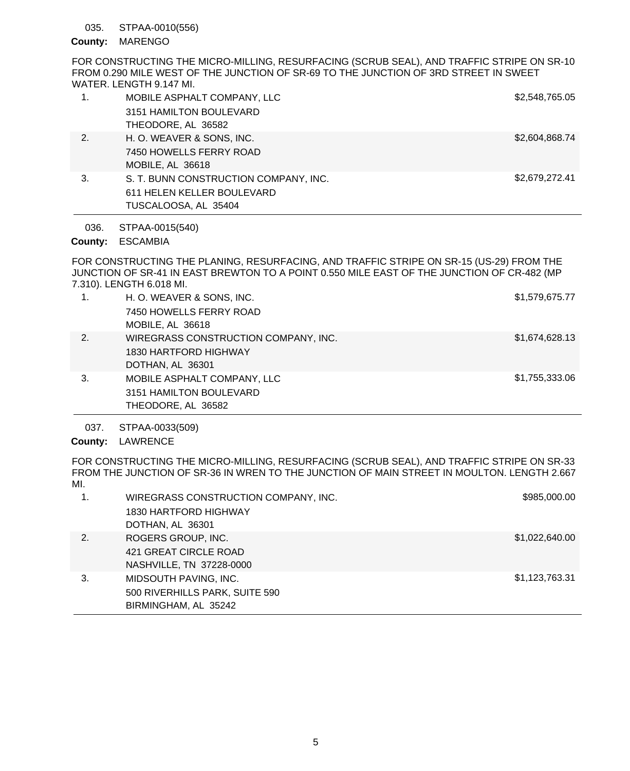035. STPAA-0010(556)

**County:** MARENGO

FOR CONSTRUCTING THE MICRO-MILLING, RESURFACING (SCRUB SEAL), AND TRAFFIC STRIPE ON SR-10 FROM 0.290 MILE WEST OF THE JUNCTION OF SR-69 TO THE JUNCTION OF 3RD STREET IN SWEET WATER. LENGTH 9.147 MI.

| | | |
|---|---|---|
| 1. | MOBILE ASPHALT COMPANY, LLC<br>3151 HAMILTON BOULEVARD<br>THEODORE, AL 36582 | $2,548,765.05 |
| 2. | H. O. WEAVER & SONS, INC.<br>7450 HOWELLS FERRY ROAD<br>MOBILE, AL 36618 | $2,604,868.74 |
| 3. | S. T. BUNN CONSTRUCTION COMPANY, INC.<br>611 HELEN KELLER BOULEVARD<br>TUSCALOOSA, AL 35404 | $2,679,272.41 |

036. STPAA-0015(540)

**County:** ESCAMBIA

FOR CONSTRUCTING THE PLANING, RESURFACING, AND TRAFFIC STRIPE ON SR-15 (US-29) FROM THE JUNCTION OF SR-41 IN EAST BREWTON TO A POINT 0.550 MILE EAST OF THE JUNCTION OF CR-482 (MP 7.310). LENGTH 6.018 MI.

| | | |
|---|---|---|
| 1. | H. O. WEAVER & SONS, INC.<br>7450 HOWELLS FERRY ROAD<br>MOBILE, AL 36618 | $1,579,675.77 |
| 2. | WIREGRASS CONSTRUCTION COMPANY, INC.<br>1830 HARTFORD HIGHWAY<br>DOTHAN, AL 36301 | $1,674,628.13 |
| 3. | MOBILE ASPHALT COMPANY, LLC<br>3151 HAMILTON BOULEVARD<br>THEODORE, AL 36582 | $1,755,333.06 |

037. STPAA-0033(509)

**County:** LAWRENCE

FOR CONSTRUCTING THE MICRO-MILLING, RESURFACING (SCRUB SEAL), AND TRAFFIC STRIPE ON SR-33 FROM THE JUNCTION OF SR-36 IN WREN TO THE JUNCTION OF MAIN STREET IN MOULTON. LENGTH 2.667 MI.

| | | |
|---|---|---|
| 1. | WIREGRASS CONSTRUCTION COMPANY, INC.<br>1830 HARTFORD HIGHWAY<br>DOTHAN, AL 36301 | $985,000.00 |
| 2. | ROGERS GROUP, INC.<br>421 GREAT CIRCLE ROAD<br>NASHVILLE, TN 37228-0000 | $1,022,640.00 |
| 3. | MIDSOUTH PAVING, INC.<br>500 RIVERHILLS PARK, SUITE 590<br>BIRMINGHAM, AL 35242 | $1,123,763.31 |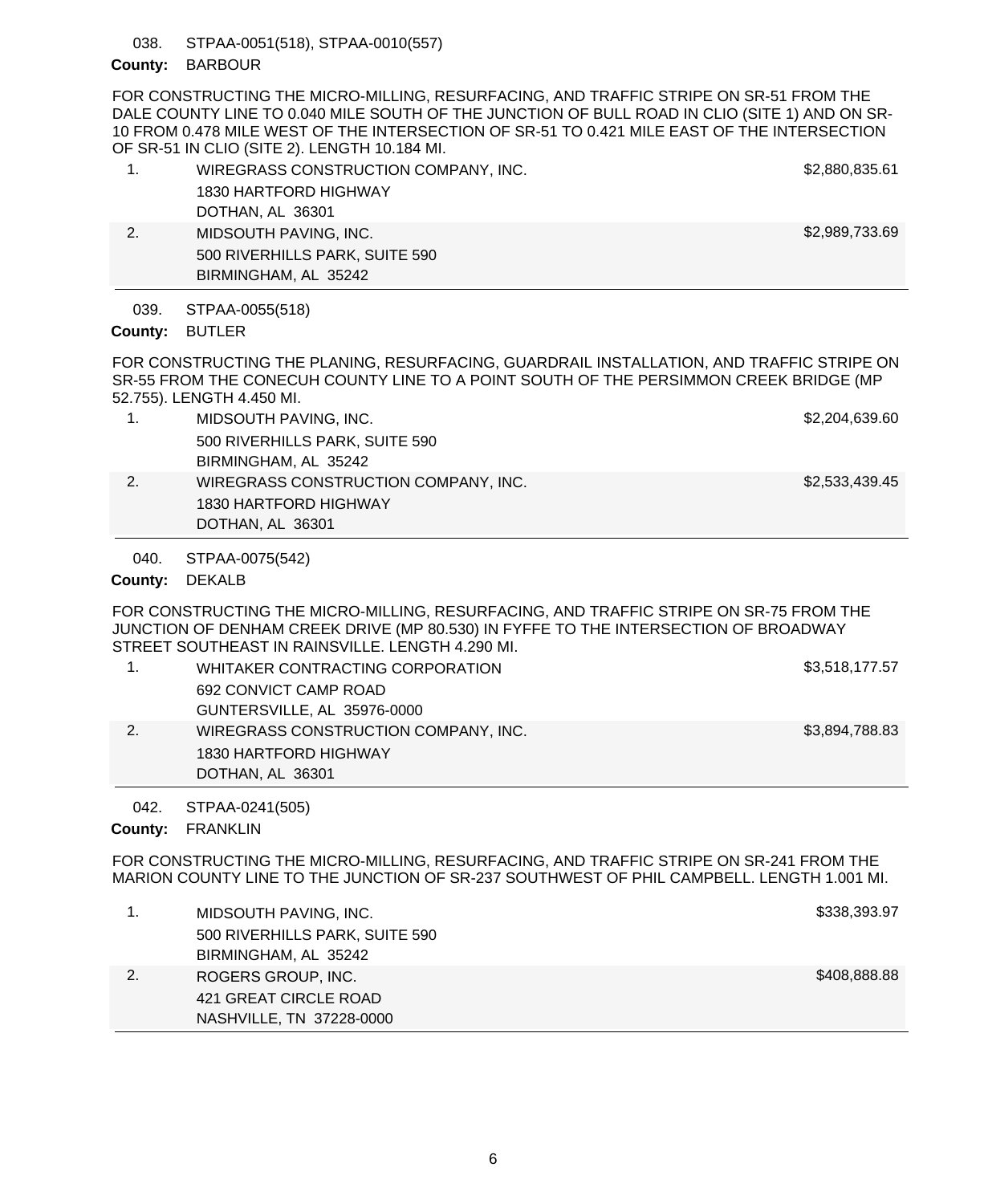038. STPAA-0051(518), STPAA-0010(557)

**County:** BARBOUR

FOR CONSTRUCTING THE MICRO-MILLING, RESURFACING, AND TRAFFIC STRIPE ON SR-51 FROM THE DALE COUNTY LINE TO 0.040 MILE SOUTH OF THE JUNCTION OF BULL ROAD IN CLIO (SITE 1) AND ON SR-10 FROM 0.478 MILE WEST OF THE INTERSECTION OF SR-51 TO 0.421 MILE EAST OF THE INTERSECTION OF SR-51 IN CLIO (SITE 2). LENGTH 10.184 MI.

| | | |
|---|---|---|
| 1. | WIREGRASS CONSTRUCTION COMPANY, INC.<br>1830 HARTFORD HIGHWAY<br>DOTHAN, AL 36301 | $2,880,835.61 |
| 2. | MIDSOUTH PAVING, INC.<br>500 RIVERHILLS PARK, SUITE 590<br>BIRMINGHAM, AL 35242 | $2,989,733.69 |

039. STPAA-0055(518)

**County:** BUTLER

FOR CONSTRUCTING THE PLANING, RESURFACING, GUARDRAIL INSTALLATION, AND TRAFFIC STRIPE ON SR-55 FROM THE CONECUH COUNTY LINE TO A POINT SOUTH OF THE PERSIMMON CREEK BRIDGE (MP 52.755). LENGTH 4.450 MI.

| | | |
|---|---|---|
| 1. | MIDSOUTH PAVING, INC.<br>500 RIVERHILLS PARK, SUITE 590<br>BIRMINGHAM, AL 35242 | $2,204,639.60 |
| 2. | WIREGRASS CONSTRUCTION COMPANY, INC.<br>1830 HARTFORD HIGHWAY<br>DOTHAN, AL 36301 | $2,533,439.45 |

040. STPAA-0075(542)

**County:** DEKALB

FOR CONSTRUCTING THE MICRO-MILLING, RESURFACING, AND TRAFFIC STRIPE ON SR-75 FROM THE JUNCTION OF DENHAM CREEK DRIVE (MP 80.530) IN FYFFE TO THE INTERSECTION OF BROADWAY STREET SOUTHEAST IN RAINSVILLE. LENGTH 4.290 MI.

| | | |
|---|---|---|
| 1. | WHITAKER CONTRACTING CORPORATION<br>692 CONVICT CAMP ROAD<br>GUNTERSVILLE, AL 35976-0000 | $3,518,177.57 |
| 2. | WIREGRASS CONSTRUCTION COMPANY, INC.<br>1830 HARTFORD HIGHWAY<br>DOTHAN, AL 36301 | $3,894,788.83 |

042. STPAA-0241(505)

**County:** FRANKLIN

FOR CONSTRUCTING THE MICRO-MILLING, RESURFACING, AND TRAFFIC STRIPE ON SR-241 FROM THE MARION COUNTY LINE TO THE JUNCTION OF SR-237 SOUTHWEST OF PHIL CAMPBELL. LENGTH 1.001 MI.

| | | |
|---|---|---|
| 1. | MIDSOUTH PAVING, INC.<br>500 RIVERHILLS PARK, SUITE 590<br>BIRMINGHAM, AL 35242 | $338,393.97 |
| 2. | ROGERS GROUP, INC.<br>421 GREAT CIRCLE ROAD<br>NASHVILLE, TN 37228-0000 | $408,888.88 |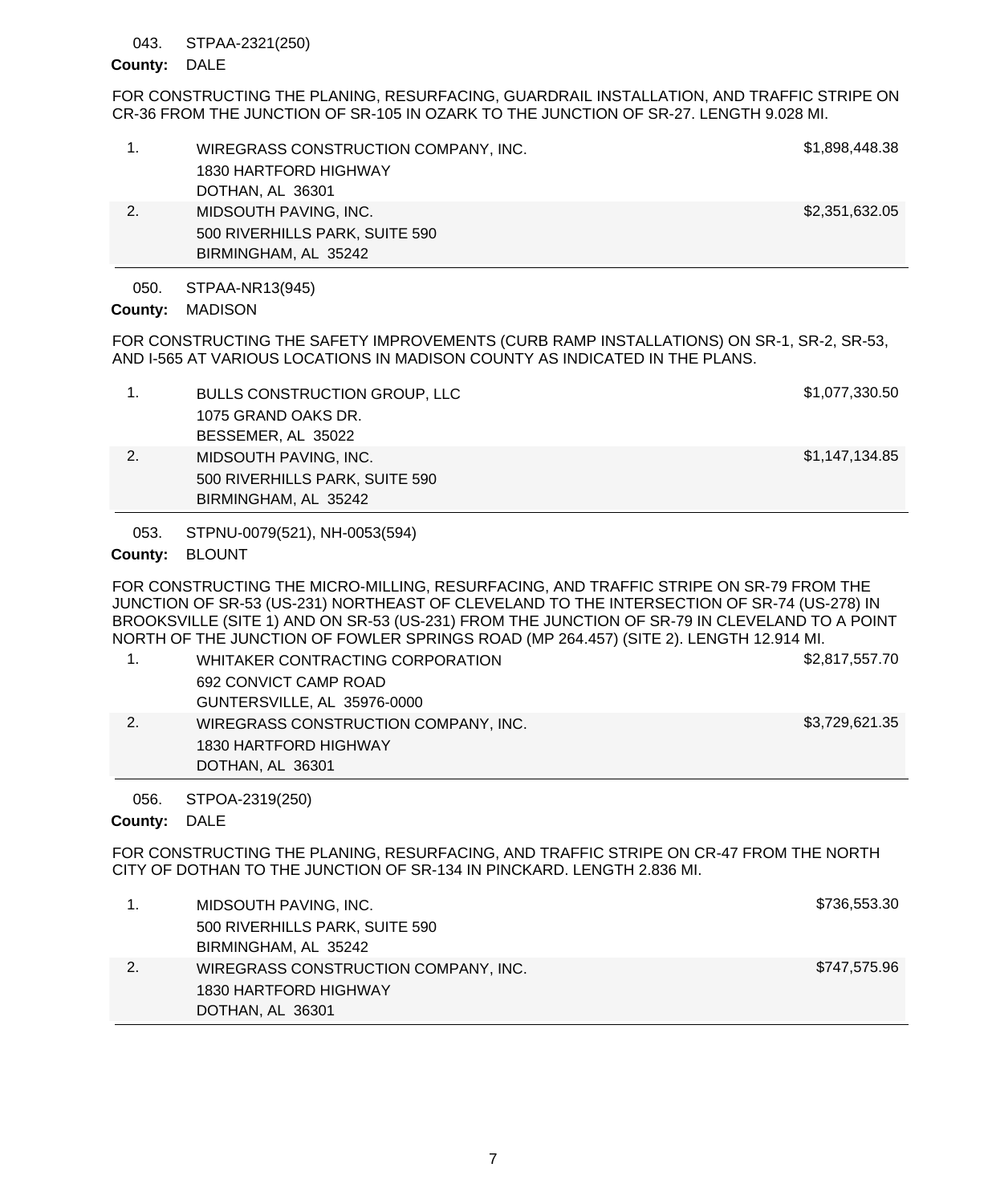043. STPAA-2321(250)

**County:** DALE

FOR CONSTRUCTING THE PLANING, RESURFACING, GUARDRAIL INSTALLATION, AND TRAFFIC STRIPE ON CR-36 FROM THE JUNCTION OF SR-105 IN OZARK TO THE JUNCTION OF SR-27. LENGTH 9.028 MI.

| | | |
|---|---|---|
| 1. | WIREGRASS CONSTRUCTION COMPANY, INC.<br>1830 HARTFORD HIGHWAY<br>DOTHAN, AL 36301 | $1,898,448.38 |
| 2. | MIDSOUTH PAVING, INC.<br>500 RIVERHILLS PARK, SUITE 590<br>BIRMINGHAM, AL 35242 | $2,351,632.05 |

050. STPAA-NR13(945)

**County:** MADISON

FOR CONSTRUCTING THE SAFETY IMPROVEMENTS (CURB RAMP INSTALLATIONS) ON SR-1, SR-2, SR-53, AND I-565 AT VARIOUS LOCATIONS IN MADISON COUNTY AS INDICATED IN THE PLANS.

| | | |
|---|---|---|
| 1. | BULLS CONSTRUCTION GROUP, LLC<br>1075 GRAND OAKS DR.<br>BESSEMER, AL 35022 | $1,077,330.50 |
| 2. | MIDSOUTH PAVING, INC.<br>500 RIVERHILLS PARK, SUITE 590<br>BIRMINGHAM, AL 35242 | $1,147,134.85 |

053. STPNU-0079(521), NH-0053(594)

**County:** BLOUNT

FOR CONSTRUCTING THE MICRO-MILLING, RESURFACING, AND TRAFFIC STRIPE ON SR-79 FROM THE JUNCTION OF SR-53 (US-231) NORTHEAST OF CLEVELAND TO THE INTERSECTION OF SR-74 (US-278) IN BROOKSVILLE (SITE 1) AND ON SR-53 (US-231) FROM THE JUNCTION OF SR-79 IN CLEVELAND TO A POINT NORTH OF THE JUNCTION OF FOWLER SPRINGS ROAD (MP 264.457) (SITE 2). LENGTH 12.914 MI.

| | | |
|---|---|---|
| 1. | WHITAKER CONTRACTING CORPORATION<br>692 CONVICT CAMP ROAD<br>GUNTERSVILLE, AL 35976-0000 | $2,817,557.70 |
| 2. | WIREGRASS CONSTRUCTION COMPANY, INC.<br>1830 HARTFORD HIGHWAY<br>DOTHAN, AL 36301 | $3,729,621.35 |

056. STPOA-2319(250)

**County:** DALE

FOR CONSTRUCTING THE PLANING, RESURFACING, AND TRAFFIC STRIPE ON CR-47 FROM THE NORTH CITY OF DOTHAN TO THE JUNCTION OF SR-134 IN PINCKARD. LENGTH 2.836 MI.

| | | |
|---|---|---|
| 1. | MIDSOUTH PAVING, INC.<br>500 RIVERHILLS PARK, SUITE 590<br>BIRMINGHAM, AL 35242 | $736,553.30 |
| 2. | WIREGRASS CONSTRUCTION COMPANY, INC.<br>1830 HARTFORD HIGHWAY<br>DOTHAN, AL 36301 | $747,575.96 |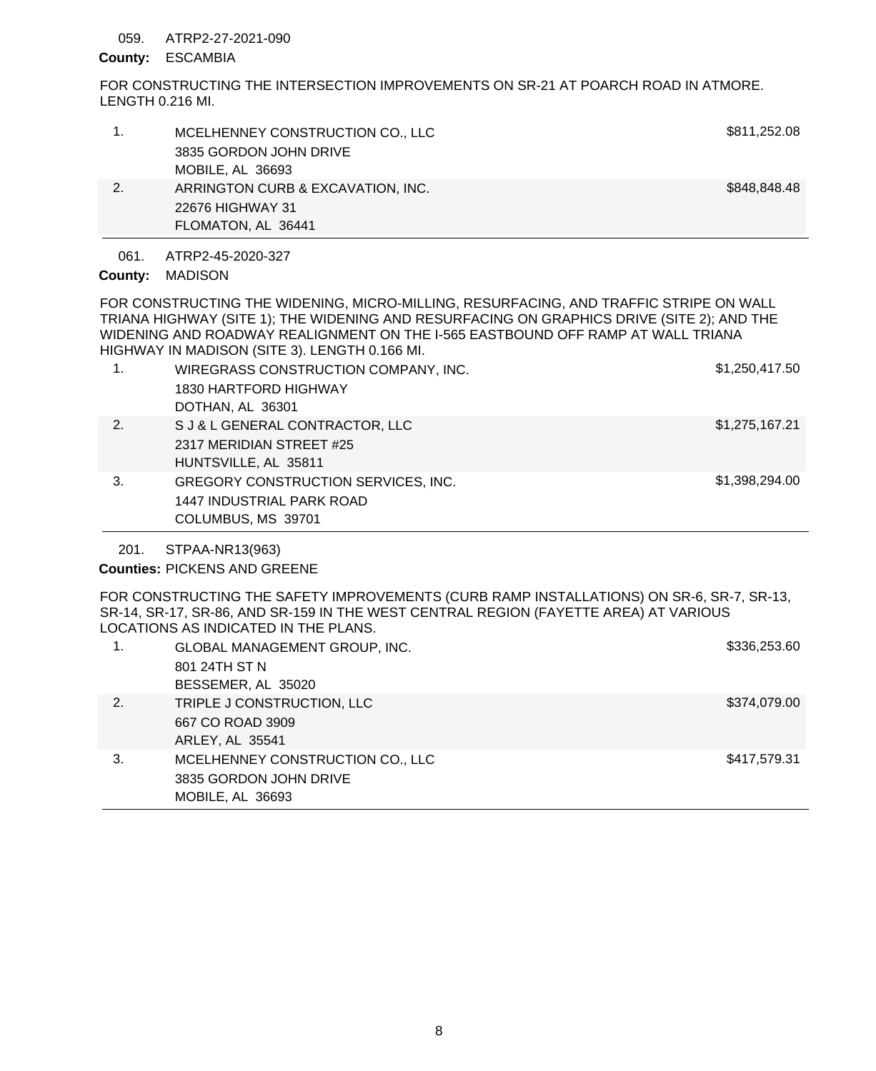059. ATRP2-27-2021-090

**County:** ESCAMBIA

FOR CONSTRUCTING THE INTERSECTION IMPROVEMENTS ON SR-21 AT POARCH ROAD IN ATMORE. LENGTH 0.216 MI.

| | | |
|---|---|---|
| 1. | MCELHENNEY CONSTRUCTION CO., LLC<br>3835 GORDON JOHN DRIVE<br>MOBILE, AL 36693 | $811,252.08 |
| 2. | ARRINGTON CURB & EXCAVATION, INC.<br>22676 HIGHWAY 31<br>FLOMATON, AL 36441 | $848,848.48 |

061. ATRP2-45-2020-327

**County:** MADISON

FOR CONSTRUCTING THE WIDENING, MICRO-MILLING, RESURFACING, AND TRAFFIC STRIPE ON WALL TRIANA HIGHWAY (SITE 1); THE WIDENING AND RESURFACING ON GRAPHICS DRIVE (SITE 2); AND THE WIDENING AND ROADWAY REALIGNMENT ON THE I-565 EASTBOUND OFF RAMP AT WALL TRIANA HIGHWAY IN MADISON (SITE 3). LENGTH 0.166 MI.

| | | |
|---|---|---|
| 1. | WIREGRASS CONSTRUCTION COMPANY, INC.<br>1830 HARTFORD HIGHWAY<br>DOTHAN, AL 36301 | $1,250,417.50 |
| 2. | S J & L GENERAL CONTRACTOR, LLC<br>2317 MERIDIAN STREET #25<br>HUNTSVILLE, AL 35811 | $1,275,167.21 |
| 3. | GREGORY CONSTRUCTION SERVICES, INC.<br>1447 INDUSTRIAL PARK ROAD<br>COLUMBUS, MS 39701 | $1,398,294.00 |

201. STPAA-NR13(963)

**Counties:** PICKENS AND GREENE

FOR CONSTRUCTING THE SAFETY IMPROVEMENTS (CURB RAMP INSTALLATIONS) ON SR-6, SR-7, SR-13, SR-14, SR-17, SR-86, AND SR-159 IN THE WEST CENTRAL REGION (FAYETTE AREA) AT VARIOUS LOCATIONS AS INDICATED IN THE PLANS.

| | | |
|---|---|---|
| 1. | GLOBAL MANAGEMENT GROUP, INC.<br>801 24TH ST N<br>BESSEMER, AL 35020 | $336,253.60 |
| 2. | TRIPLE J CONSTRUCTION, LLC<br>667 CO ROAD 3909<br>ARLEY, AL 35541 | $374,079.00 |
| 3. | MCELHENNEY CONSTRUCTION CO., LLC<br>3835 GORDON JOHN DRIVE<br>MOBILE, AL 36693 | $417,579.31 |